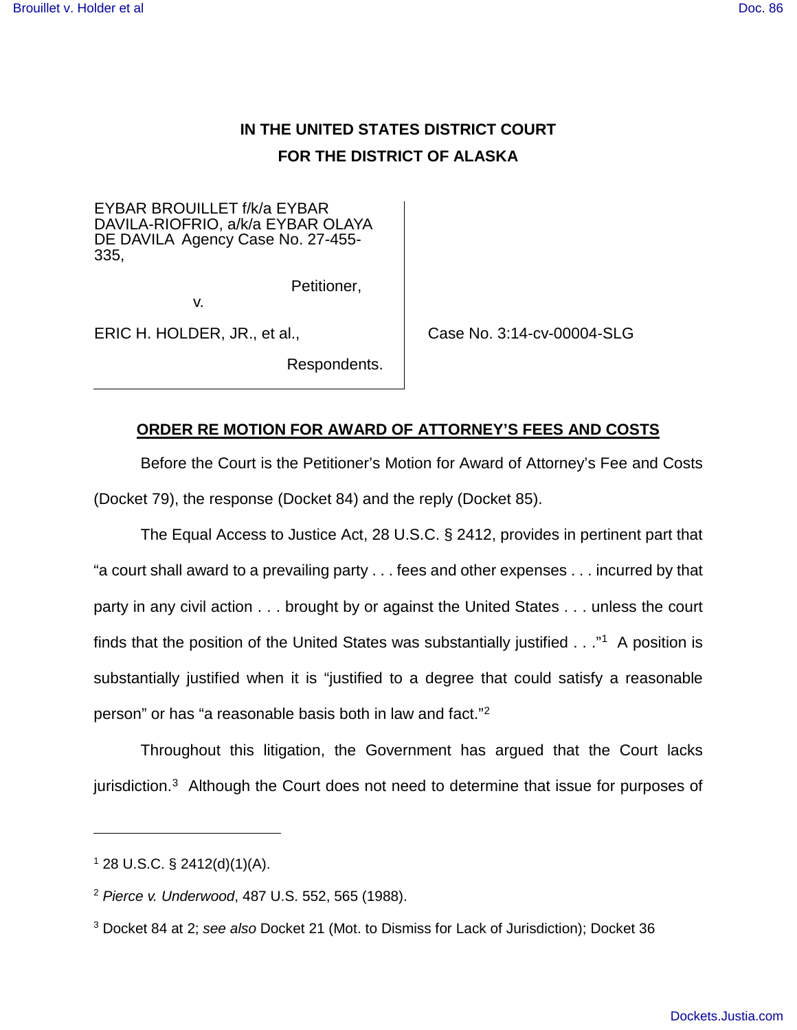# IN THE UNITED STATES DISTRICT COURT
# FOR THE DISTRICT OF ALASKA

EYBAR BROUILLET f/k/a EYBAR DAVILA-RIOFRIO, a/k/a EYBAR OLAYA DE DAVILA Agency Case No. 27-455-335,

Petitioner,

v.

ERIC H. HOLDER, JR., et al.,

Respondents.

Case No. 3:14-cv-00004-SLG

**ORDER RE MOTION FOR AWARD OF ATTORNEY'S FEES AND COSTS**

Before the Court is the Petitioner's Motion for Award of Attorney's Fee and Costs (Docket 79), the response (Docket 84) and the reply (Docket 85).

The Equal Access to Justice Act, 28 U.S.C. § 2412, provides in pertinent part that "a court shall award to a prevailing party . . . fees and other expenses . . . incurred by that party in any civil action . . . brought by or against the United States . . . unless the court finds that the position of the United States was substantially justified . . ."[1] A position is substantially justified when it is "justified to a degree that could satisfy a reasonable person" or has "a reasonable basis both in law and fact."[2]

Throughout this litigation, the Government has argued that the Court lacks jurisdiction.[3] Although the Court does not need to determine that issue for purposes of

---

[1] 28 U.S.C. § 2412(d)(1)(A).

[2] *Pierce v. Underwood*, 487 U.S. 552, 565 (1988).

[3] Docket 84 at 2; *see also* Docket 21 (Mot. to Dismiss for Lack of Jurisdiction); Docket 36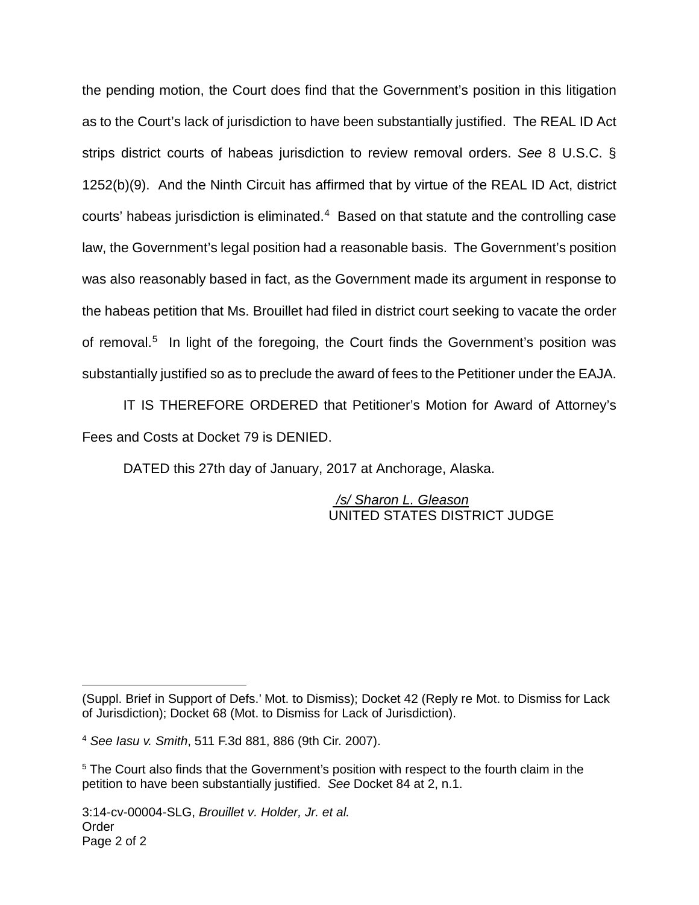the pending motion, the Court does find that the Government's position in this litigation as to the Court's lack of jurisdiction to have been substantially justified. The REAL ID Act strips district courts of habeas jurisdiction to review removal orders. *See* 8 U.S.C. § 1252(b)(9). And the Ninth Circuit has affirmed that by virtue of the REAL ID Act, district courts' habeas jurisdiction is eliminated.[4] Based on that statute and the controlling case law, the Government's legal position had a reasonable basis. The Government's position was also reasonably based in fact, as the Government made its argument in response to the habeas petition that Ms. Brouillet had filed in district court seeking to vacate the order of removal.[5] In light of the foregoing, the Court finds the Government's position was substantially justified so as to preclude the award of fees to the Petitioner under the EAJA.

IT IS THEREFORE ORDERED that Petitioner's Motion for Award of Attorney's Fees and Costs at Docket 79 is DENIED.

DATED this 27th day of January, 2017 at Anchorage, Alaska.

/s/ Sharon L. Gleason
UNITED STATES DISTRICT JUDGE

---

(Suppl. Brief in Support of Defs.' Mot. to Dismiss); Docket 42 (Reply re Mot. to Dismiss for Lack of Jurisdiction); Docket 68 (Mot. to Dismiss for Lack of Jurisdiction).

[4] *See Iasu v. Smith*, 511 F.3d 881, 886 (9th Cir. 2007).

[5] The Court also finds that the Government's position with respect to the fourth claim in the petition to have been substantially justified. *See* Docket 84 at 2, n.1.

3:14-cv-00004-SLG, *Brouillet v. Holder, Jr. et al.*
Order